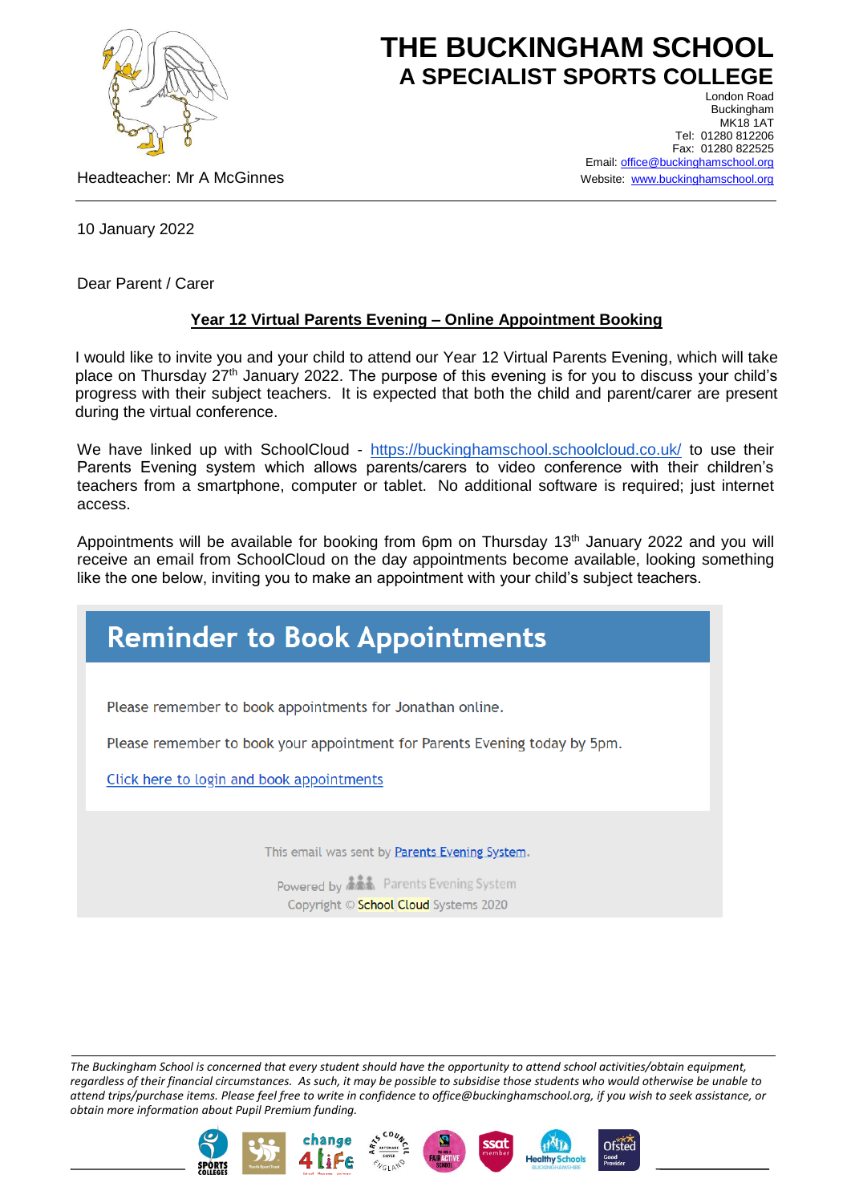# THE BUCKINGHAM SCHOOL
## A SPECIALIST SPORTS COLLEGE

London Road
Buckingham
MK18 1AT
Tel: 01280 812206
Fax: 01280 822525
Email: office@buckinghamschool.org
Website: www.buckinghamschool.org

Headteacher: Mr A McGinnes

10 January 2022

Dear Parent / Carer

**Year 12 Virtual Parents Evening – Online Appointment Booking**

I would like to invite you and your child to attend our Year 12 Virtual Parents Evening, which will take place on Thursday 27th January 2022. The purpose of this evening is for you to discuss your child's progress with their subject teachers. It is expected that both the child and parent/carer are present during the virtual conference.

We have linked up with SchoolCloud - https://buckinghamschool.schoolcloud.co.uk/ to use their Parents Evening system which allows parents/carers to video conference with their children's teachers from a smartphone, computer or tablet. No additional software is required; just internet access.

Appointments will be available for booking from 6pm on Thursday 13th January 2022 and you will receive an email from SchoolCloud on the day appointments become available, looking something like the one below, inviting you to make an appointment with your child's subject teachers.

> **Reminder to Book Appointments**
>
> Please remember to book appointments for Jonathan online.
>
> Please remember to book your appointment for Parents Evening today by 5pm.
>
> Click here to login and book appointments
>
> This email was sent by Parents Evening System.
>
> Powered by Parents Evening System
> Copyright © School Cloud Systems 2020

*The Buckingham School is concerned that every student should have the opportunity to attend school activities/obtain equipment, regardless of their financial circumstances. As such, it may be possible to subsidise those students who would otherwise be unable to attend trips/purchase items. Please feel free to write in confidence to office@buckinghamschool.org, if you wish to seek assistance, or obtain more information about Pupil Premium funding.*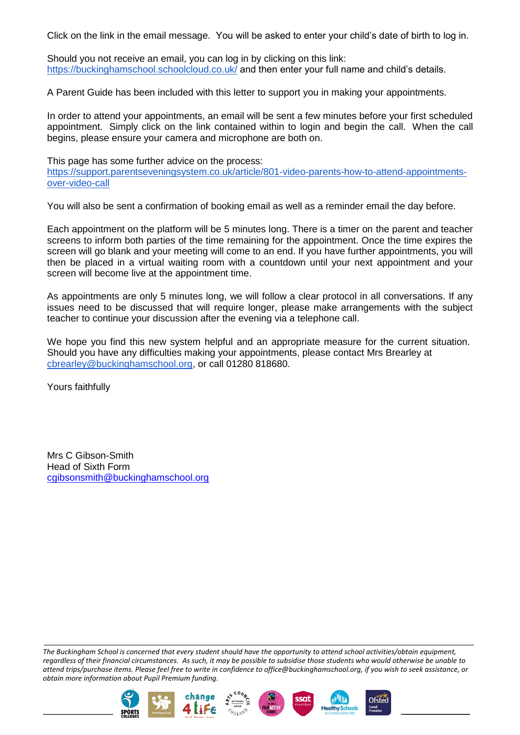Click on the link in the email message. You will be asked to enter your child's date of birth to log in.

Should you not receive an email, you can log in by clicking on this link: https://buckinghamschool.schoolcloud.co.uk/ and then enter your full name and child's details.

A Parent Guide has been included with this letter to support you in making your appointments.

In order to attend your appointments, an email will be sent a few minutes before your first scheduled appointment. Simply click on the link contained within to login and begin the call. When the call begins, please ensure your camera and microphone are both on.

This page has some further advice on the process:
https://support.parentseveningsystem.co.uk/article/801-video-parents-how-to-attend-appointments-over-video-call

You will also be sent a confirmation of booking email as well as a reminder email the day before.

Each appointment on the platform will be 5 minutes long. There is a timer on the parent and teacher screens to inform both parties of the time remaining for the appointment. Once the time expires the screen will go blank and your meeting will come to an end. If you have further appointments, you will then be placed in a virtual waiting room with a countdown until your next appointment and your screen will become live at the appointment time.

As appointments are only 5 minutes long, we will follow a clear protocol in all conversations. If any issues need to be discussed that will require longer, please make arrangements with the subject teacher to continue your discussion after the evening via a telephone call.

We hope you find this new system helpful and an appropriate measure for the current situation. Should you have any difficulties making your appointments, please contact Mrs Brearley at cbrearley@buckinghamschool.org, or call 01280 818680.

Yours faithfully

Mrs C Gibson-Smith
Head of Sixth Form
cgibsonsmith@buckinghamschool.org

*The Buckingham School is concerned that every student should have the opportunity to attend school activities/obtain equipment, regardless of their financial circumstances. As such, it may be possible to subsidise those students who would otherwise be unable to attend trips/purchase items. Please feel free to write in confidence to office@buckinghamschool.org, if you wish to seek assistance, or obtain more information about Pupil Premium funding.*